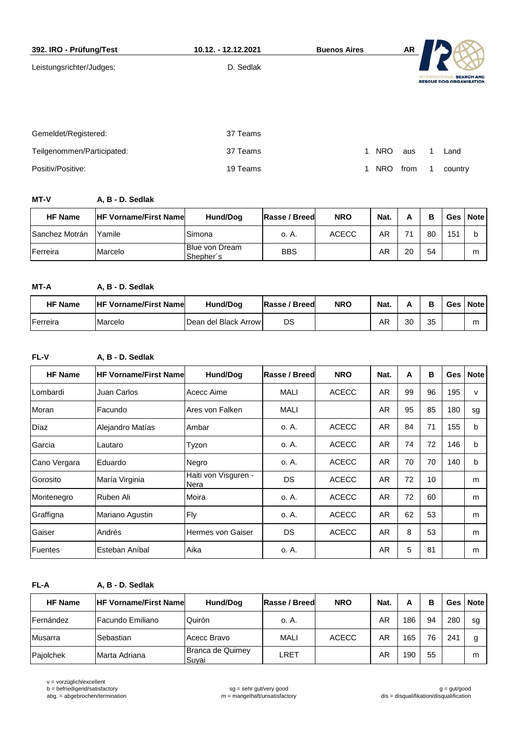**392. IRO - Prüfung/Test** | **10.12. - 12.12.2021** | **Buenos Aires** | **AR**

Leistungsrichter/Judges: D. Sedlak

Gemeldet/Registered: 37 Teams

Teilgenommen/Participated: 37 Teams — 1 NRO aus 1 Land

Positiv/Positive: 19 Teams — 1 NRO from 1 country

**MT-V** **A, B - D. Sedlak**

| HF Name | HF Vorname/First Name | Hund/Dog | Rasse / Breed | NRO | Nat. | A | B | Ges | Note |
|---|---|---|---|---|---|---|---|---|---|
| Sanchez Motrán | Yamile | Simona | o. A. | ACECC | AR | 71 | 80 | 151 | b |
| Ferreira | Marcelo | Blue von Dream Shepher´s | BBS | | AR | 20 | 54 | | m |

**MT-A** **A, B - D. Sedlak**

| HF Name | HF Vorname/First Name | Hund/Dog | Rasse / Breed | NRO | Nat. | A | B | Ges | Note |
|---|---|---|---|---|---|---|---|---|---|
| Ferreira | Marcelo | Dean del Black Arrow | DS | | AR | 30 | 35 | | m |

**FL-V** **A, B - D. Sedlak**

| HF Name | HF Vorname/First Name | Hund/Dog | Rasse / Breed | NRO | Nat. | A | B | Ges | Note |
|---|---|---|---|---|---|---|---|---|---|
| Lombardi | Juan Carlos | Acecc Aime | MALI | ACECC | AR | 99 | 96 | 195 | v |
| Moran | Facundo | Ares von Falken | MALI | | AR | 95 | 85 | 180 | sg |
| Díaz | Alejandro Matías | Ambar | o. A. | ACECC | AR | 84 | 71 | 155 | b |
| Garcia | Lautaro | Tyzon | o. A. | ACECC | AR | 74 | 72 | 146 | b |
| Cano Vergara | Eduardo | Negro | o. A. | ACECC | AR | 70 | 70 | 140 | b |
| Gorosito | María Virginia | Haiti von Visguren - Nera | DS | ACECC | AR | 72 | 10 | | m |
| Montenegro | Ruben Ali | Moira | o. A. | ACECC | AR | 72 | 60 | | m |
| Graffigna | Mariano Agustin | Fly | o. A. | ACECC | AR | 62 | 53 | | m |
| Gaiser | Andrés | Hermes von Gaiser | DS | ACECC | AR | 8 | 53 | | m |
| Fuentes | Esteban Aníbal | Aika | o. A. | | AR | 5 | 81 | | m |

**FL-A** **A, B - D. Sedlak**

| HF Name | HF Vorname/First Name | Hund/Dog | Rasse / Breed | NRO | Nat. | A | B | Ges | Note |
|---|---|---|---|---|---|---|---|---|---|
| Fernández | Facundo Emiliano | Quirón | o. A. | | AR | 186 | 94 | 280 | sg |
| Musarra | Sebastian | Acecc Bravo | MALI | ACECC | AR | 165 | 76 | 241 | g |
| Pajolchek | Marta Adriana | Branca de Quimey Suyai | LRET | | AR | 190 | 55 | | m |

v = vorzüglich/excellent
b = befriedigend/satisfactory
abg. = abgebrochen/termination
sg = sehr gut/very good
m = mangelhaft/unsatisfactory
g = gut/good
dis = disqualifikation/disqualification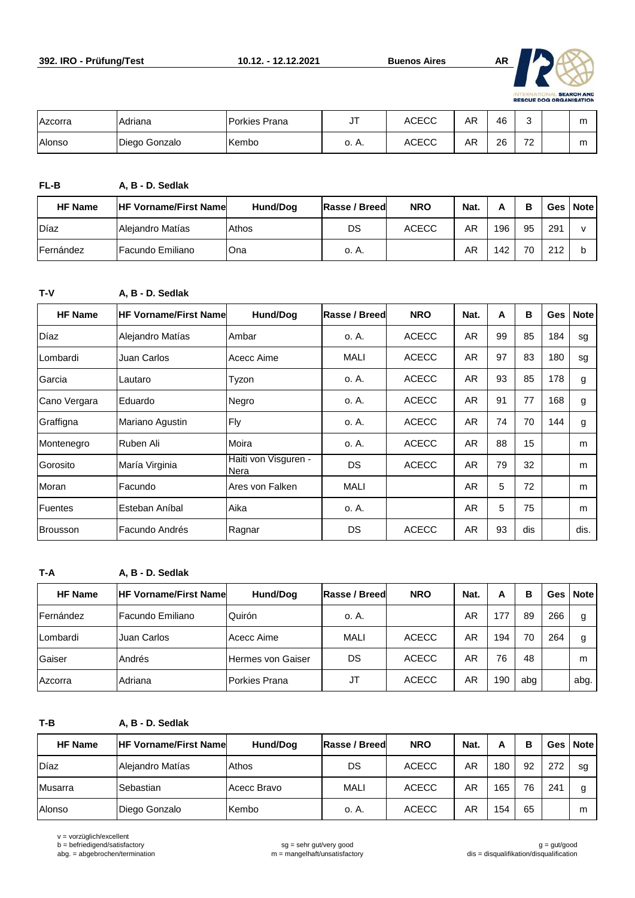| | | | | | | | | | |
|---|---|---|---|---|---|---|---|---|---|
| Azcorra | Adriana | Porkies Prana | JT | ACECC | AR | 46 | 3 | | m |
| Alonso | Diego Gonzalo | Kembo | o. A. | ACECC | AR | 26 | 72 | | m |

**FL-B** **A, B - D. Sedlak**

| HF Name | HF Vorname/First Name | Hund/Dog | Rasse / Breed | NRO | Nat. | A | B | Ges | Note |
|---|---|---|---|---|---|---|---|---|---|
| Díaz | Alejandro Matías | Athos | DS | ACECC | AR | 196 | 95 | 291 | v |
| Fernández | Facundo Emiliano | Ona | o. A. | | AR | 142 | 70 | 212 | b |

**T-V** **A, B - D. Sedlak**

| HF Name | HF Vorname/First Name | Hund/Dog | Rasse / Breed | NRO | Nat. | A | B | Ges | Note |
|---|---|---|---|---|---|---|---|---|---|
| Díaz | Alejandro Matías | Ambar | o. A. | ACECC | AR | 99 | 85 | 184 | sg |
| Lombardi | Juan Carlos | Acecc Aime | MALI | ACECC | AR | 97 | 83 | 180 | sg |
| Garcia | Lautaro | Tyzon | o. A. | ACECC | AR | 93 | 85 | 178 | g |
| Cano Vergara | Eduardo | Negro | o. A. | ACECC | AR | 91 | 77 | 168 | g |
| Graffigna | Mariano Agustin | Fly | o. A. | ACECC | AR | 74 | 70 | 144 | g |
| Montenegro | Ruben Ali | Moira | o. A. | ACECC | AR | 88 | 15 | | m |
| Gorosito | María Virginia | Haiti von Visguren - Nera | DS | ACECC | AR | 79 | 32 | | m |
| Moran | Facundo | Ares von Falken | MALI | | AR | 5 | 72 | | m |
| Fuentes | Esteban Aníbal | Aika | o. A. | | AR | 5 | 75 | | m |
| Brousson | Facundo Andrés | Ragnar | DS | ACECC | AR | 93 | dis | | dis. |

**T-A** **A, B - D. Sedlak**

| HF Name | HF Vorname/First Name | Hund/Dog | Rasse / Breed | NRO | Nat. | A | B | Ges | Note |
|---|---|---|---|---|---|---|---|---|---|
| Fernández | Facundo Emiliano | Quirón | o. A. | | AR | 177 | 89 | 266 | g |
| Lombardi | Juan Carlos | Acecc Aime | MALI | ACECC | AR | 194 | 70 | 264 | g |
| Gaiser | Andrés | Hermes von Gaiser | DS | ACECC | AR | 76 | 48 | | m |
| Azcorra | Adriana | Porkies Prana | JT | ACECC | AR | 190 | abg | | abg. |

**T-B** **A, B - D. Sedlak**

| HF Name | HF Vorname/First Name | Hund/Dog | Rasse / Breed | NRO | Nat. | A | B | Ges | Note |
|---|---|---|---|---|---|---|---|---|---|
| Díaz | Alejandro Matías | Athos | DS | ACECC | AR | 180 | 92 | 272 | sg |
| Musarra | Sebastian | Acecc Bravo | MALI | ACECC | AR | 165 | 76 | 241 | g |
| Alonso | Diego Gonzalo | Kembo | o. A. | ACECC | AR | 154 | 65 | | m |

v = vorzüglich/excellent
b = befriedigend/satisfactory
abg. = abgebrochen/termination

sg = sehr gut/very good
m = mangelhaft/unsatisfactory

g = gut/good
dis = disqualifikation/disqualification